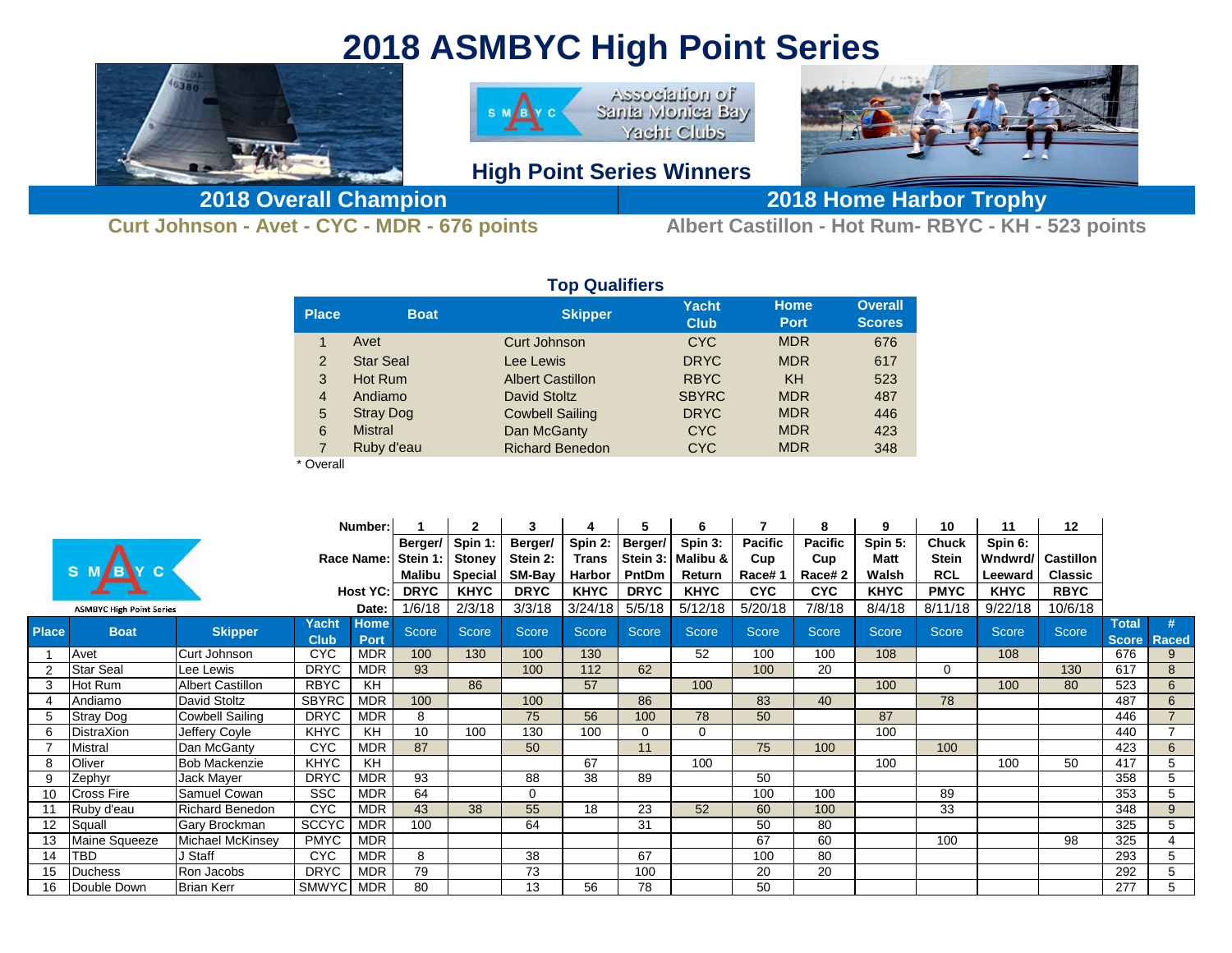# 2018 ASMBYC High Point Series

Association of Santa Monica Bay Yacht Clubs

## High Point Series Winners

| 2018 Overall Champion | 2018 Home Harbor Trophy |
|---|---|
| Curt Johnson - Avet - CYC - MDR - 676 points | Albert Castillon - Hot Rum- RBYC - KH - 523 points |

### Top Qualifiers

| Place | Boat | Skipper | Yacht Club | Home Port | Overall Scores |
|---|---|---|---|---|---|
| 1 | Avet | Curt Johnson | CYC | MDR | 676 |
| 2 | Star Seal | Lee Lewis | DRYC | MDR | 617 |
| 3 | Hot Rum | Albert Castillon | RBYC | KH | 523 |
| 4 | Andiamo | David Stoltz | SBYRC | MDR | 487 |
| 5 | Stray Dog | Cowbell Sailing | DRYC | MDR | 446 |
| 6 | Mistral | Dan McGanty | CYC | MDR | 423 |
| 7 | Ruby d'eau | Richard Benedon | CYC | MDR | 348 |

\* Overall

ASMBYC High Point Series

| | | | | Number: | 1 | 2 | 3 | 4 | 5 | 6 | 7 | 8 | 9 | 10 | 11 | 12 | | |
|---|---|---|---|---|---|---|---|---|---|---|---|---|---|---|---|---|---|---|
| | | | | Race Name: | Berger/ Stein 1: Malibu | Spin 1: Stoney Special | Berger/ Stein 2: SM-Bay | Spin 2: Trans Harbor | Berger/ Stein 3: PntDm | Spin 3: Malibu & Return | Pacific Cup Race# 1 | Pacific Cup Race# 2 | Spin 5: Matt Walsh | Chuck Stein RCL | Spin 6: Wndwrd/ Leeward | Castillon Classic | | |
| | | | | Host YC: | DRYC | KHYC | DRYC | KHYC | DRYC | KHYC | CYC | CYC | KHYC | PMYC | KHYC | RBYC | | |
| | | | | Date: | 1/6/18 | 2/3/18 | 3/3/18 | 3/24/18 | 5/5/18 | 5/12/18 | 5/20/18 | 7/8/18 | 8/4/18 | 8/11/18 | 9/22/18 | 10/6/18 | | |
| **Place** | **Boat** | **Skipper** | **Yacht Club** | **Home Port** | Score | Score | Score | Score | Score | Score | Score | Score | Score | Score | Score | Score | **Total Score** | **# Raced** |
| 1 | Avet | Curt Johnson | CYC | MDR | 100 | 130 | 100 | 130 | | 52 | 100 | 100 | 108 | | 108 | | 676 | 9 |
| 2 | Star Seal | Lee Lewis | DRYC | MDR | 93 | | 100 | 112 | 62 | | 100 | 20 | | 0 | | 130 | 617 | 8 |
| 3 | Hot Rum | Albert Castillon | RBYC | KH | | 86 | | 57 | | 100 | | | 100 | | 100 | 80 | 523 | 6 |
| 4 | Andiamo | David Stoltz | SBYRC | MDR | 100 | | 100 | | 86 | | 83 | 40 | | 78 | | | 487 | 6 |
| 5 | Stray Dog | Cowbell Sailing | DRYC | MDR | 8 | | 75 | 56 | 100 | 78 | 50 | | 87 | | | | 446 | 7 |
| 6 | DistraXion | Jeffery Coyle | KHYC | KH | 10 | 100 | 130 | 100 | 0 | 0 | | | 100 | | | | 440 | 7 |
| 7 | Mistral | Dan McGanty | CYC | MDR | 87 | | 50 | | 11 | | 75 | 100 | | 100 | | | 423 | 6 |
| 8 | Oliver | Bob Mackenzie | KHYC | KH | | | | 67 | | 100 | | | 100 | | 100 | 50 | 417 | 5 |
| 9 | Zephyr | Jack Mayer | DRYC | MDR | 93 | | 88 | 38 | 89 | | 50 | | | | | | 358 | 5 |
| 10 | Cross Fire | Samuel Cowan | SSC | MDR | 64 | | 0 | | | | 100 | 100 | | 89 | | | 353 | 5 |
| 11 | Ruby d'eau | Richard Benedon | CYC | MDR | 43 | 38 | 55 | 18 | 23 | 52 | 60 | 100 | | 33 | | | 348 | 9 |
| 12 | Squall | Gary Brockman | SCCYC | MDR | 100 | | 64 | | 31 | | 50 | 80 | | | | | 325 | 5 |
| 13 | Maine Squeeze | Michael McKinsey | PMYC | MDR | | | | | | | 67 | 60 | | 100 | | 98 | 325 | 4 |
| 14 | TBD | J Staff | CYC | MDR | 8 | | 38 | | 67 | | 100 | 80 | | | | | 293 | 5 |
| 15 | Duchess | Ron Jacobs | DRYC | MDR | 79 | | 73 | | 100 | | 20 | 20 | | | | | 292 | 5 |
| 16 | Double Down | Brian Kerr | SMWYC | MDR | 80 | | 13 | 56 | 78 | | 50 | | | | | | 277 | 5 |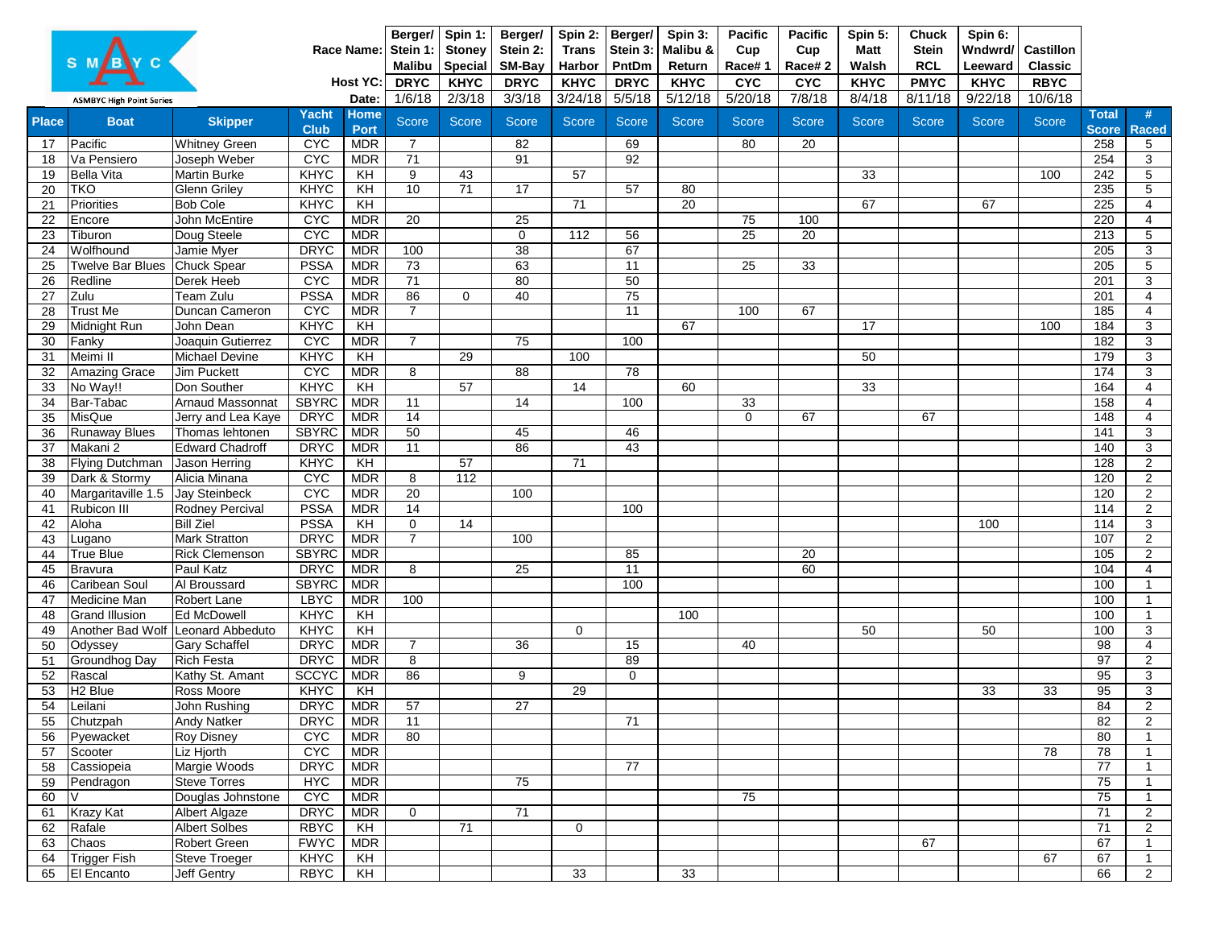**ASMBYC High Point Series**

| | | | | Race Name: | Berger/ Stein 1: Malibu | Spin 1: Stoney Special | Berger/ Stein 2: SM-Bay | Spin 2: Trans Harbor | Berger/ Stein 3: PntDm | Spin 3: Malibu & Return | Pacific Cup Race# 1 | Pacific Cup Race# 2 | Spin 5: Matt Walsh | Chuck Stein RCL | Spin 6: Wndwrd/ Leeward | Castillon Classic | | |
|---|---|---|---|---|---|---|---|---|---|---|---|---|---|---|---|---|---|---|
| | | | | Host YC: | DRYC | KHYC | DRYC | KHYC | DRYC | KHYC | CYC | CYC | KHYC | PMYC | KHYC | RBYC | | |
| | | | | Date: | 1/6/18 | 2/3/18 | 3/3/18 | 3/24/18 | 5/5/18 | 5/12/18 | 5/20/18 | 7/8/18 | 8/4/18 | 8/11/18 | 9/22/18 | 10/6/18 | | |
| **Place** | **Boat** | **Skipper** | **Yacht Club** | **Home Port** | Score | Score | Score | Score | Score | Score | Score | Score | Score | Score | Score | Score | **Total Score** | **# Raced** |
| 17 | Pacific | Whitney Green | CYC | MDR | 7 | | 82 | | 69 | | 80 | 20 | | | | | 258 | 5 |
| 18 | Va Pensiero | Joseph Weber | CYC | MDR | 71 | | 91 | | 92 | | | | | | | | 254 | 3 |
| 19 | Bella Vita | Martin Burke | KHYC | KH | 9 | 43 | | 57 | | | | | 33 | | | 100 | 242 | 5 |
| 20 | TKO | Glenn Griley | KHYC | KH | 10 | 71 | 17 | | 57 | 80 | | | | | | | 235 | 5 |
| 21 | Priorities | Bob Cole | KHYC | KH | | | | 71 | | 20 | | | 67 | | 67 | | 225 | 4 |
| 22 | Encore | John McEntire | CYC | MDR | 20 | | 25 | | | | 75 | 100 | | | | | 220 | 4 |
| 23 | Tiburon | Doug Steele | CYC | MDR | | | 0 | 112 | 56 | | 25 | 20 | | | | | 213 | 5 |
| 24 | Wolfhound | Jamie Myer | DRYC | MDR | 100 | | 38 | | 67 | | | | | | | | 205 | 3 |
| 25 | Twelve Bar Blues | Chuck Spear | PSSA | MDR | 73 | | 63 | | 11 | | 25 | 33 | | | | | 205 | 5 |
| 26 | Redline | Derek Heeb | CYC | MDR | 71 | | 80 | | 50 | | | | | | | | 201 | 3 |
| 27 | Zulu | Team Zulu | PSSA | MDR | 86 | 0 | 40 | | 75 | | | | | | | | 201 | 4 |
| 28 | Trust Me | Duncan Cameron | CYC | MDR | 7 | | | | 11 | | 100 | 67 | | | | | 185 | 4 |
| 29 | Midnight Run | John Dean | KHYC | KH | | | | | | 67 | | | 17 | | | 100 | 184 | 3 |
| 30 | Fanky | Joaquin Gutierrez | CYC | MDR | 7 | | 75 | | 100 | | | | | | | | 182 | 3 |
| 31 | Meimi II | Michael Devine | KHYC | KH | | 29 | | 100 | | | | | 50 | | | | 179 | 3 |
| 32 | Amazing Grace | Jim Puckett | CYC | MDR | 8 | | 88 | | 78 | | | | | | | | 174 | 3 |
| 33 | No Way!! | Don Souther | KHYC | KH | | 57 | | 14 | | 60 | | | 33 | | | | 164 | 4 |
| 34 | Bar-Tabac | Arnaud Massonnat | SBYRC | MDR | 11 | | 14 | | 100 | | 33 | | | | | | 158 | 4 |
| 35 | MisQue | Jerry and Lea Kaye | DRYC | MDR | 14 | | | | | | 0 | 67 | | 67 | | | 148 | 4 |
| 36 | Runaway Blues | Thomas lehtonen | SBYRC | MDR | 50 | | 45 | | 46 | | | | | | | | 141 | 3 |
| 37 | Makani 2 | Edward Chadroff | DRYC | MDR | 11 | | 86 | | 43 | | | | | | | | 140 | 3 |
| 38 | Flying Dutchman | Jason Herring | KHYC | KH | | 57 | | 71 | | | | | | | | | 128 | 2 |
| 39 | Dark & Stormy | Alicia Minana | CYC | MDR | 8 | 112 | | | | | | | | | | | 120 | 2 |
| 40 | Margaritaville 1.5 | Jay Steinbeck | CYC | MDR | 20 | | 100 | | | | | | | | | | 120 | 2 |
| 41 | Rubicon III | Rodney Percival | PSSA | MDR | 14 | | | | 100 | | | | | | | | 114 | 2 |
| 42 | Aloha | Bill Ziel | PSSA | KH | 0 | 14 | | | | | | | | | 100 | | 114 | 3 |
| 43 | Lugano | Mark Stratton | DRYC | MDR | 7 | | 100 | | | | | | | | | | 107 | 2 |
| 44 | True Blue | Rick Clemenson | SBYRC | MDR | | | | | 85 | | | 20 | | | | | 105 | 2 |
| 45 | Bravura | Paul Katz | DRYC | MDR | 8 | | 25 | | 11 | | | 60 | | | | | 104 | 4 |
| 46 | Caribean Soul | Al Broussard | SBYRC | MDR | | | | | 100 | | | | | | | | 100 | 1 |
| 47 | Medicine Man | Robert Lane | LBYC | MDR | 100 | | | | | | | | | | | | 100 | 1 |
| 48 | Grand Illusion | Ed McDowell | KHYC | KH | | | | | | 100 | | | | | | | 100 | 1 |
| 49 | Another Bad Wolf | Leonard Abbeduto | KHYC | KH | | | | 0 | | | | | 50 | | 50 | | 100 | 3 |
| 50 | Odyssey | Gary Schaffel | DRYC | MDR | 7 | | 36 | | 15 | | 40 | | | | | | 98 | 4 |
| 51 | Groundhog Day | Rich Festa | DRYC | MDR | 8 | | | | 89 | | | | | | | | 97 | 2 |
| 52 | Rascal | Kathy St. Amant | SCCYC | MDR | 86 | | 9 | | 0 | | | | | | | | 95 | 3 |
| 53 | H2 Blue | Ross Moore | KHYC | KH | | | | 29 | | | | | | | 33 | 33 | 95 | 3 |
| 54 | Leilani | John Rushing | DRYC | MDR | 57 | | 27 | | | | | | | | | | 84 | 2 |
| 55 | Chutzpah | Andy Natker | DRYC | MDR | 11 | | | | 71 | | | | | | | | 82 | 2 |
| 56 | Pyewacket | Roy Disney | CYC | MDR | 80 | | | | | | | | | | | | 80 | 1 |
| 57 | Scooter | Liz Hjorth | CYC | MDR | | | | | | | | | | | | 78 | 78 | 1 |
| 58 | Cassiopeia | Margie Woods | DRYC | MDR | | | | | 77 | | | | | | | | 77 | 1 |
| 59 | Pendragon | Steve Torres | HYC | MDR | | | 75 | | | | | | | | | | 75 | 1 |
| 60 | V | Douglas Johnstone | CYC | MDR | | | | | | | 75 | | | | | | 75 | 1 |
| 61 | Krazy Kat | Albert Algaze | DRYC | MDR | 0 | | 71 | | | | | | | | | | 71 | 2 |
| 62 | Rafale | Albert Solbes | RBYC | KH | | 71 | | 0 | | | | | | | | | 71 | 2 |
| 63 | Chaos | Robert Green | FWYC | MDR | | | | | | | | | | 67 | | | 67 | 1 |
| 64 | Trigger Fish | Steve Troeger | KHYC | KH | | | | | | | | | | | | 67 | 67 | 1 |
| 65 | El Encanto | Jeff Gentry | RBYC | KH | | | | 33 | | 33 | | | | | | | 66 | 2 |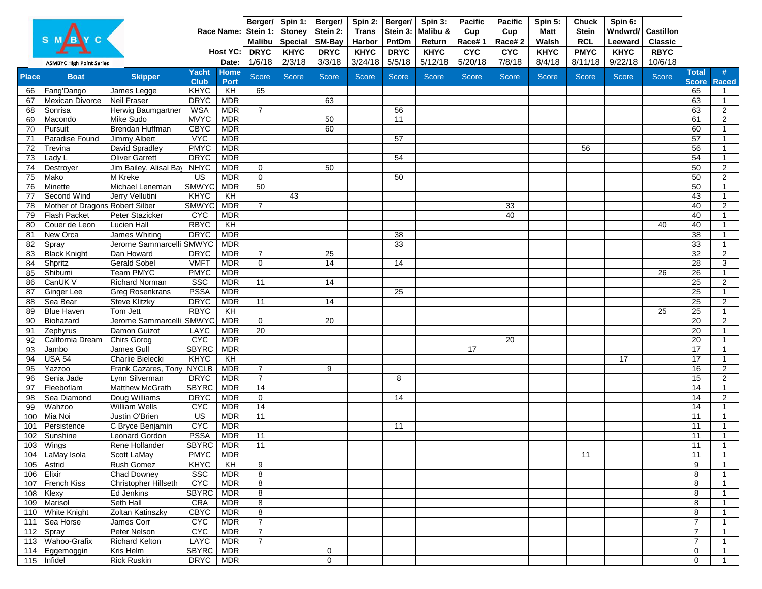ASMBYC High Point Series

| Place | Boat | Skipper | Yacht Club | Home Port | Berger/ Stein 1: Malibu | Spin 1: Stoney Special | Berger/ Stein 2: SM-Bay | Spin 2: Trans Harbor | Berger/ Stein 3: PntDm | Spin 3: Malibu & Return | Pacific Cup Race# 1 | Pacific Cup Race# 2 | Spin 5: Matt Walsh | Chuck Stein RCL | Spin 6: Wndwrd/ Leeward | Castillon Classic | Total Score | # Raced |
|---|---|---|---|---|---|---|---|---|---|---|---|---|---|---|---|---|---|---|
| | | | | Host YC: | DRYC | KHYC | DRYC | KHYC | DRYC | KHYC | CYC | CYC | KHYC | PMYC | KHYC | RBYC | | |
| | | | | Date: | 1/6/18 | 2/3/18 | 3/3/18 | 3/24/18 | 5/5/18 | 5/12/18 | 5/20/18 | 7/8/18 | 8/4/18 | 8/11/18 | 9/22/18 | 10/6/18 | | |
| | | | | | Score | Score | Score | Score | Score | Score | Score | Score | Score | Score | Score | Score | | |
| 66 | Fang'Dango | James Legge | KHYC | KH | 65 | | | | | | | | | | | | 65 | 1 |
| 67 | Mexican Divorce | Neil Fraser | DRYC | MDR | | | 63 | | | | | | | | | | 63 | 1 |
| 68 | Sonrisa | Herwig Baumgartner | WSA | MDR | 7 | | | | 56 | | | | | | | | 63 | 2 |
| 69 | Macondo | Mike Sudo | MVYC | MDR | | | 50 | | 11 | | | | | | | | 61 | 2 |
| 70 | Pursuit | Brendan Huffman | CBYC | MDR | | | 60 | | | | | | | | | | 60 | 1 |
| 71 | Paradise Found | Jimmy Albert | VYC | MDR | | | | | 57 | | | | | | | | 57 | 1 |
| 72 | Trevina | David Spradley | PMYC | MDR | | | | | | | | | | 56 | | | 56 | 1 |
| 73 | Lady L | Oliver Garrett | DRYC | MDR | | | | | 54 | | | | | | | | 54 | 1 |
| 74 | Destroyer | Jim Bailey, Alisal Bay | NHYC | MDR | 0 | | 50 | | | | | | | | | | 50 | 2 |
| 75 | Mako | M Kreke | US | MDR | 0 | | | | 50 | | | | | | | | 50 | 2 |
| 76 | Minette | Michael Leneman | SMWYC | MDR | 50 | | | | | | | | | | | | 50 | 1 |
| 77 | Second Wind | Jerry Vellutini | KHYC | KH | | 43 | | | | | | | | | | | 43 | 1 |
| 78 | Mother of Dragons | Robert Silber | SMWYC | MDR | 7 | | | | | | | 33 | | | | | 40 | 2 |
| 79 | Flash Packet | Peter Stazicker | CYC | MDR | | | | | | | | 40 | | | | | 40 | 1 |
| 80 | Couer de Leon | Lucien Hall | RBYC | KH | | | | | | | | | | | | 40 | 40 | 1 |
| 81 | New Orca | James Whiting | DRYC | MDR | | | | | 38 | | | | | | | | 38 | 1 |
| 82 | Spray | Jerome Sammarcelli | SMWYC | MDR | | | | | 33 | | | | | | | | 33 | 1 |
| 83 | Black Knight | Dan Howard | DRYC | MDR | 7 | | 25 | | | | | | | | | | 32 | 2 |
| 84 | Shpritz | Gerald Sobel | VMFT | MDR | 0 | | 14 | | 14 | | | | | | | | 28 | 3 |
| 85 | Shibumi | Team PMYC | PMYC | MDR | | | | | | | | | | | | 26 | 26 | 1 |
| 86 | CanUK V | Richard Norman | SSC | MDR | 11 | | 14 | | | | | | | | | | 25 | 2 |
| 87 | Ginger Lee | Greg Rosenkrans | PSSA | MDR | | | | | 25 | | | | | | | | 25 | 1 |
| 88 | Sea Bear | Steve Klitzky | DRYC | MDR | 11 | | 14 | | | | | | | | | | 25 | 2 |
| 89 | Blue Haven | Tom Jett | RBYC | KH | | | | | | | | | | | | 25 | 25 | 1 |
| 90 | Biohazard | Jerome Sammarcelli | SMWYC | MDR | 0 | | 20 | | | | | | | | | | 20 | 2 |
| 91 | Zephyrus | Damon Guizot | LAYC | MDR | 20 | | | | | | | | | | | | 20 | 1 |
| 92 | California Dream | Chirs Gorog | CYC | MDR | | | | | | | | 20 | | | | | 20 | 1 |
| 93 | Jambo | James Gull | SBYRC | MDR | | | | | | | 17 | | | | | | 17 | 1 |
| 94 | USA 54 | Charlie Bielecki | KHYC | KH | | | | | | | | | | | 17 | | 17 | 1 |
| 95 | Yazzoo | Frank Cazares, Tony | NYCLB | MDR | 7 | | 9 | | | | | | | | | | 16 | 2 |
| 96 | Senia Jade | Lynn Silverman | DRYC | MDR | 7 | | | | 8 | | | | | | | | 15 | 2 |
| 97 | Fleeboflam | Matthew McGrath | SBYRC | MDR | 14 | | | | | | | | | | | | 14 | 1 |
| 98 | Sea Diamond | Doug Williams | DRYC | MDR | 0 | | | | 14 | | | | | | | | 14 | 2 |
| 99 | Wahzoo | William Wells | CYC | MDR | 14 | | | | | | | | | | | | 14 | 1 |
| 100 | Mia Noi | Justin O'Brien | US | MDR | 11 | | | | | | | | | | | | 11 | 1 |
| 101 | Persistence | C Bryce Benjamin | CYC | MDR | | | | | 11 | | | | | | | | 11 | 1 |
| 102 | Sunshine | Leonard Gordon | PSSA | MDR | 11 | | | | | | | | | | | | 11 | 1 |
| 103 | Wings | Rene Hollander | SBYRC | MDR | 11 | | | | | | | | | | | | 11 | 1 |
| 104 | LaMay Isola | Scott LaMay | PMYC | MDR | | | | | | | | | | 11 | | | 11 | 1 |
| 105 | Astrid | Rush Gomez | KHYC | KH | 9 | | | | | | | | | | | | 9 | 1 |
| 106 | Elixir | Chad Downey | SSC | MDR | 8 | | | | | | | | | | | | 8 | 1 |
| 107 | French Kiss | Christopher Hillseth | CYC | MDR | 8 | | | | | | | | | | | | 8 | 1 |
| 108 | Klexy | Ed Jenkins | SBYRC | MDR | 8 | | | | | | | | | | | | 8 | 1 |
| 109 | Marisol | Seth Hall | CRA | MDR | 8 | | | | | | | | | | | | 8 | 1 |
| 110 | White Knight | Zoltan Katinszky | CBYC | MDR | 8 | | | | | | | | | | | | 8 | 1 |
| 111 | Sea Horse | James Corr | CYC | MDR | 7 | | | | | | | | | | | | 7 | 1 |
| 112 | Spray | Peter Nelson | CYC | MDR | 7 | | | | | | | | | | | | 7 | 1 |
| 113 | Wahoo-Grafix | Richard Kelton | LAYC | MDR | 7 | | | | | | | | | | | | 7 | 1 |
| 114 | Eggemoggin | Kris Helm | SBYRC | MDR | | | 0 | | | | | | | | | | 0 | 1 |
| 115 | Infidel | Rick Ruskin | DRYC | MDR | | | 0 | | | | | | | | | | 0 | 1 |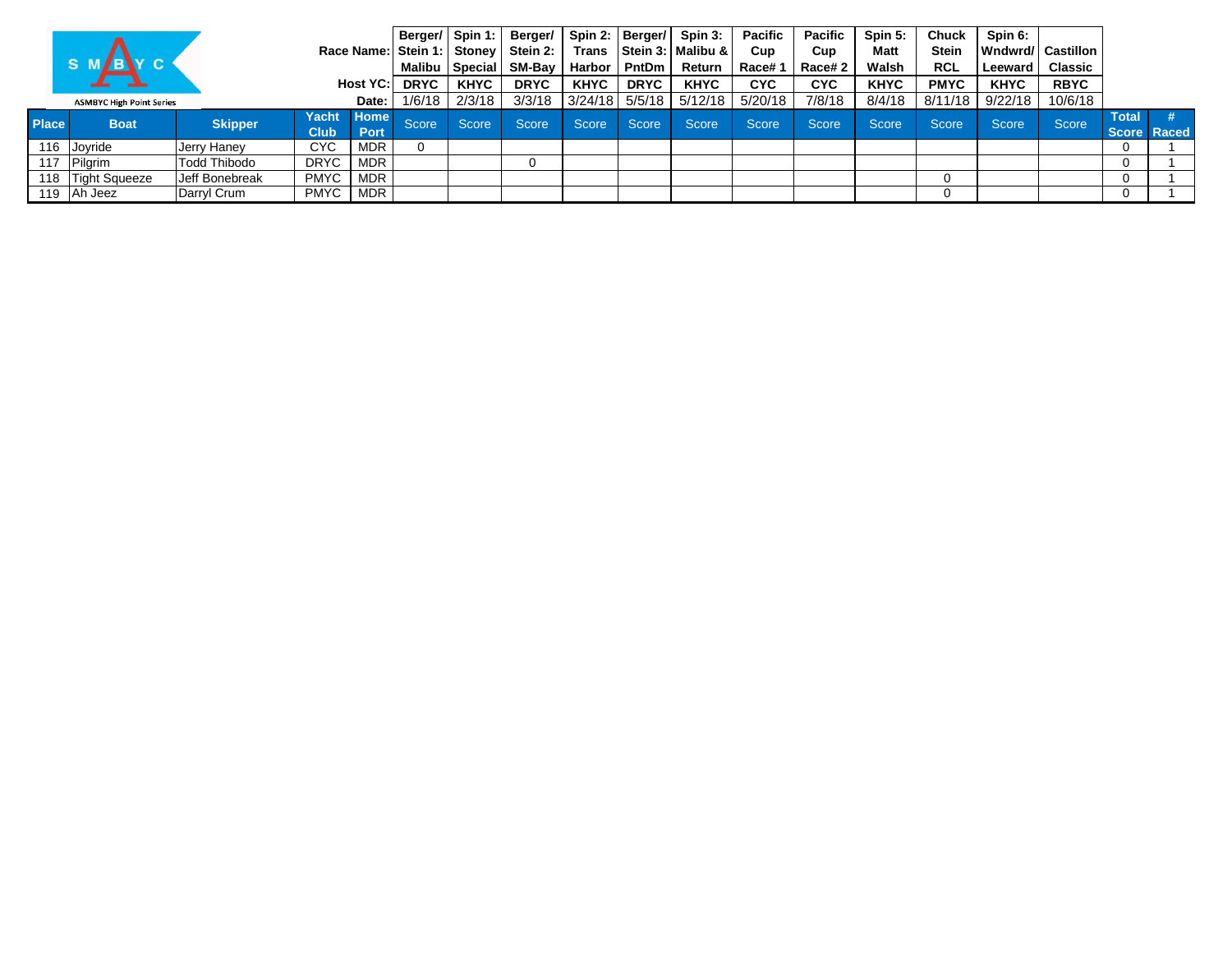ASMBYC High Point Series

| | | | Race Name: | | Berger/ Stein 1: Malibu | Spin 1: Stoney Special | Berger/ Stein 2: SM-Bay | Spin 2: Trans Harbor | Berger/ Stein 3: PntDm | Spin 3: Malibu & Return | Pacific Cup Race# 1 | Pacific Cup Race# 2 | Spin 5: Matt Walsh | Chuck Stein RCL | Spin 6: Wndwrd/ Leeward | Castillon Classic | | |
|---|---|---|---|---|---|---|---|---|---|---|---|---|---|---|---|---|---|---|
| | | | Host YC: | | DRYC | KHYC | DRYC | KHYC | DRYC | KHYC | CYC | CYC | KHYC | PMYC | KHYC | RBYC | | |
| | | | Date: | | 1/6/18 | 2/3/18 | 3/3/18 | 3/24/18 | 5/5/18 | 5/12/18 | 5/20/18 | 7/8/18 | 8/4/18 | 8/11/18 | 9/22/18 | 10/6/18 | | |
| **Place** | **Boat** | **Skipper** | **Yacht Club** | **Home Port** | Score | Score | Score | Score | Score | Score | Score | Score | Score | Score | Score | Score | **Total Score** | **# Raced** |
| 116 | Joyride | Jerry Haney | CYC | MDR | 0 | | | | | | | | | | | | 0 | 1 |
| 117 | Pilgrim | Todd Thibodo | DRYC | MDR | | | 0 | | | | | | | | | | 0 | 1 |
| 118 | Tight Squeeze | Jeff Bonebreak | PMYC | MDR | | | | | | | | | | 0 | | | 0 | 1 |
| 119 | Ah Jeez | Darryl Crum | PMYC | MDR | | | | | | | | | | 0 | | | 0 | 1 |